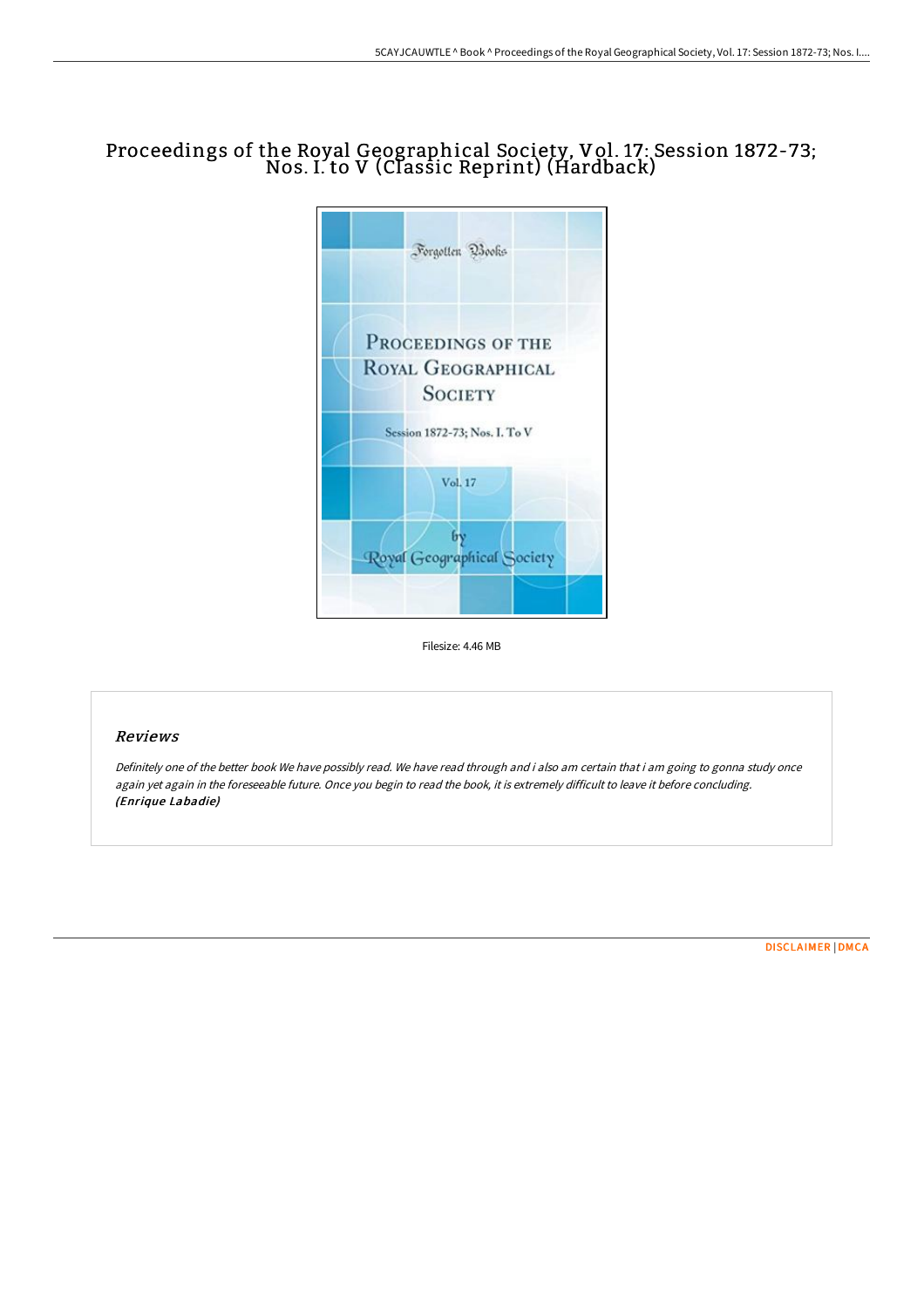# Proceedings of the Royal Geographical Society, Vol. 17: Session 1872-73; Nos. I. to V (Classic Reprint) (Hardback)

Forgotten Books

PROCEEDINGS OF THE ROYAL GEOGRAPHICAL SOCIETY

Session 1872-73; Nos. I. To V

Vol. 17

by Royal Geographical Society

Filesize: 4.46 MB

## Reviews

*Definitely one of the better book We have possibly read. We have read through and i also am certain that i am going to gonna study once again yet again in the foreseeable future. Once you begin to read the book, it is extremely difficult to leave it before concluding.* ***(Enrique Labadie)***

DISCLAIMER | DMCA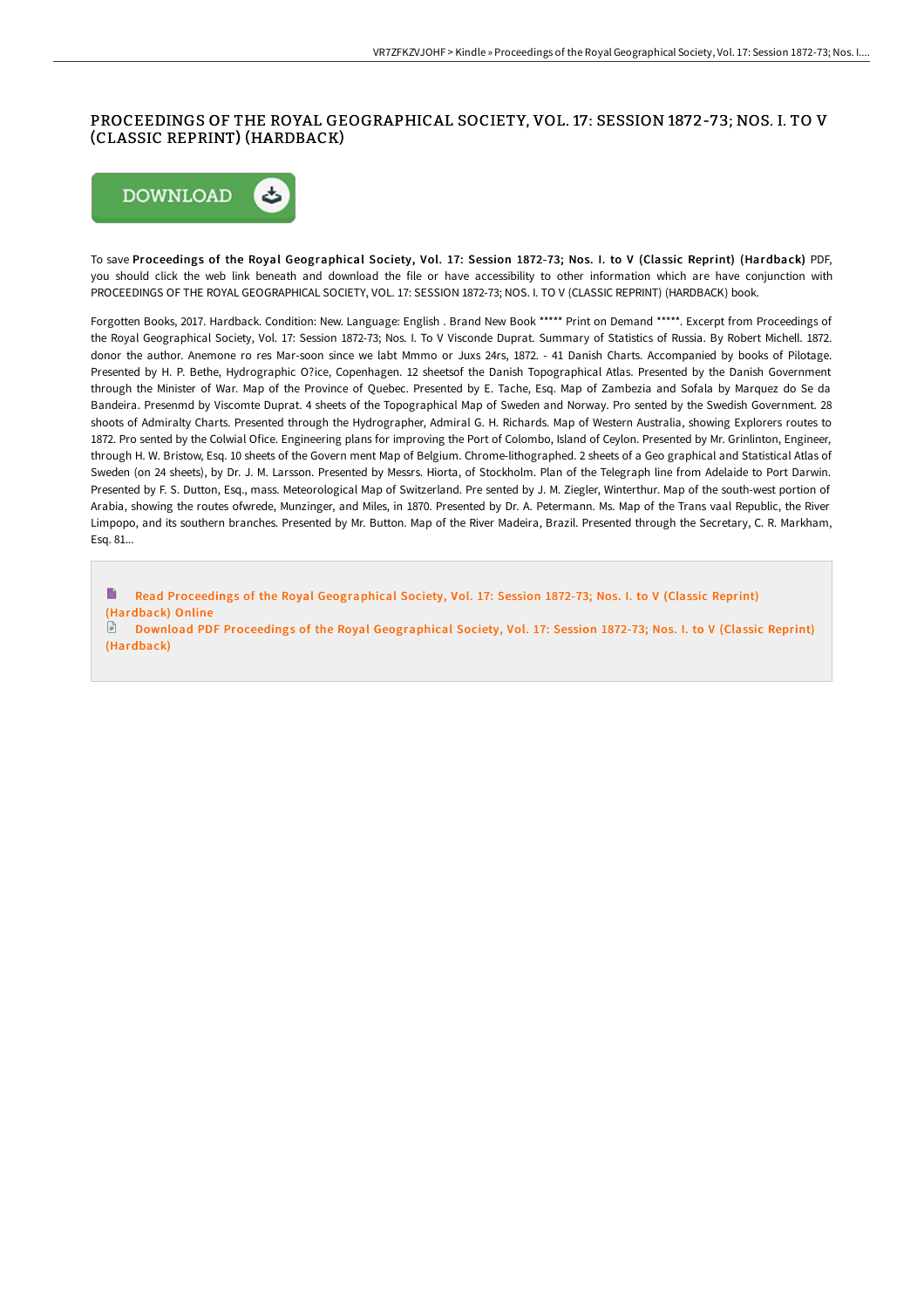# PROCEEDINGS OF THE ROYAL GEOGRAPHICAL SOCIETY, VOL. 17: SESSION 1872-73; NOS. I. TO V (CLASSIC REPRINT) (HARDBACK)

DOWNLOAD

To save **Proceedings of the Royal Geographical Society, Vol. 17: Session 1872-73; Nos. I. to V (Classic Reprint) (Hardback)** PDF, you should click the web link beneath and download the file or have accessibility to other information which are have conjunction with PROCEEDINGS OF THE ROYAL GEOGRAPHICAL SOCIETY, VOL. 17: SESSION 1872-73; NOS. I. TO V (CLASSIC REPRINT) (HARDBACK) book.

Forgotten Books, 2017. Hardback. Condition: New. Language: English . Brand New Book ***** Print on Demand *****. Excerpt from Proceedings of the Royal Geographical Society, Vol. 17: Session 1872-73; Nos. I. To V Visconde Duprat. Summary of Statistics of Russia. By Robert Michell. 1872. donor the author. Anemone ro res Mar-soon since we labt Mmmo or Juxs 24rs, 1872. - 41 Danish Charts. Accompanied by books of Pilotage. Presented by H. P. Bethe, Hydrographic O?ice, Copenhagen. 12 sheetsof the Danish Topographical Atlas. Presented by the Danish Government through the Minister of War. Map of the Province of Quebec. Presented by E. Tache, Esq. Map of Zambezia and Sofala by Marquez do Se da Bandeira. Presenmd by Viscomte Duprat. 4 sheets of the Topographical Map of Sweden and Norway. Pro sented by the Swedish Government. 28 shoots of Admiralty Charts. Presented through the Hydrographer, Admiral G. H. Richards. Map of Western Australia, showing Explorers routes to 1872. Pro sented by the Colwial Ofice. Engineering plans for improving the Port of Colombo, Island of Ceylon. Presented by Mr. Grinlinton, Engineer, through H. W. Bristow, Esq. 10 sheets of the Govern ment Map of Belgium. Chrome-lithographed. 2 sheets of a Geo graphical and Statistical Atlas of Sweden (on 24 sheets), by Dr. J. M. Larsson. Presented by Messrs. Hiorta, of Stockholm. Plan of the Telegraph line from Adelaide to Port Darwin. Presented by F. S. Dutton, Esq., mass. Meteorological Map of Switzerland. Pre sented by J. M. Ziegler, Winterthur. Map of the south-west portion of Arabia, showing the routes ofwrede, Munzinger, and Miles, in 1870. Presented by Dr. A. Petermann. Ms. Map of the Trans vaal Republic, the River Limpopo, and its southern branches. Presented by Mr. Button. Map of the River Madeira, Brazil. Presented through the Secretary, C. R. Markham, Esq. 81...

Read Proceedings of the Royal Geographical Society, Vol. 17: Session 1872-73; Nos. I. to V (Classic Reprint) (Hardback) Online

Download PDF Proceedings of the Royal Geographical Society, Vol. 17: Session 1872-73; Nos. I. to V (Classic Reprint) (Hardback)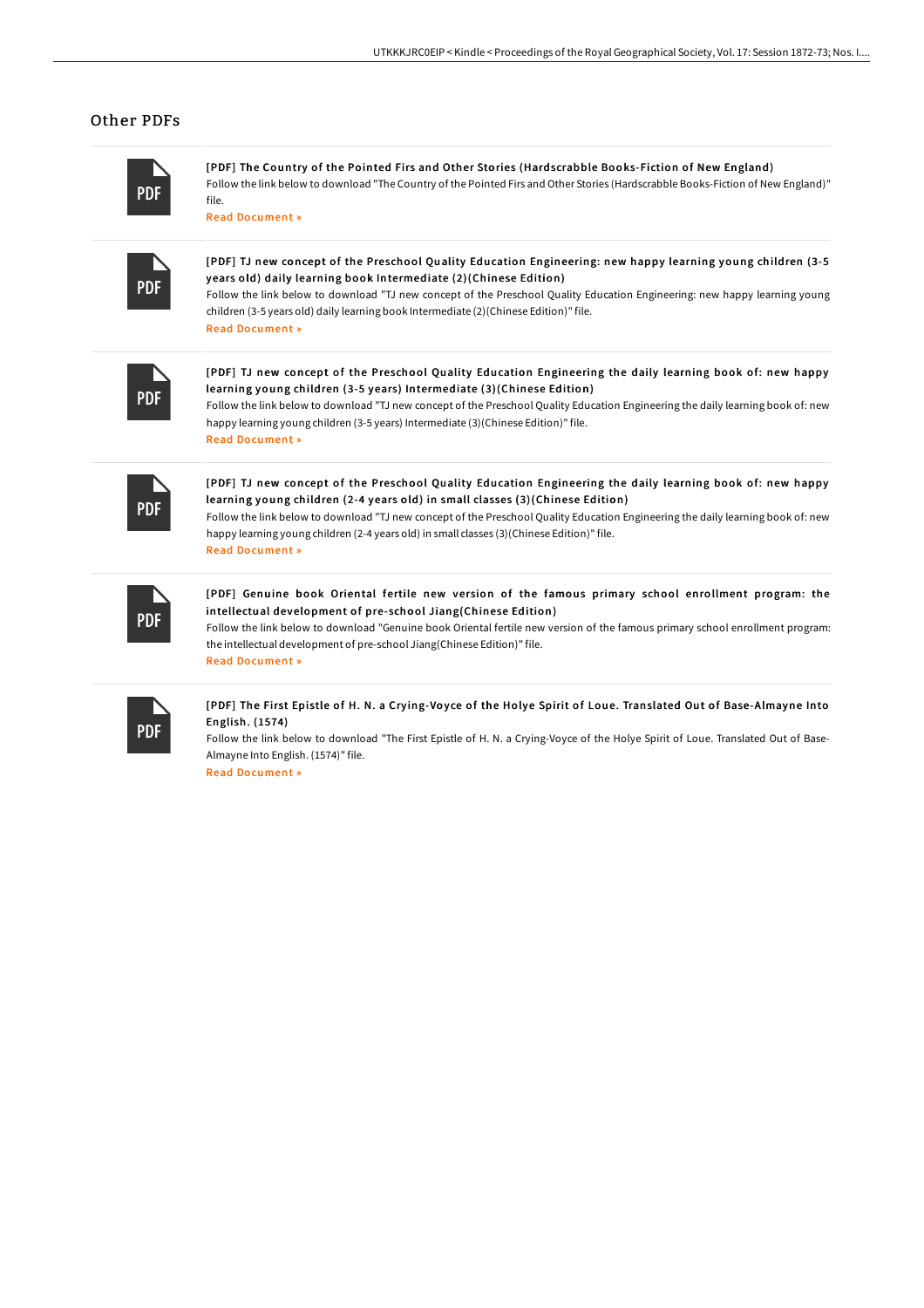## Other PDFs

[PDF] The Country of the Pointed Firs and Other Stories (Hardscrabble Books-Fiction of New England)
Follow the link below to download "The Country of the Pointed Firs and Other Stories (Hardscrabble Books-Fiction of New England)" file.
Read Document »

[PDF] TJ new concept of the Preschool Quality Education Engineering: new happy learning young children (3-5 years old) daily learning book Intermediate (2)(Chinese Edition)
Follow the link below to download "TJ new concept of the Preschool Quality Education Engineering: new happy learning young children (3-5 years old) daily learning book Intermediate (2)(Chinese Edition)" file.
Read Document »

[PDF] TJ new concept of the Preschool Quality Education Engineering the daily learning book of: new happy learning young children (3-5 years) Intermediate (3)(Chinese Edition)
Follow the link below to download "TJ new concept of the Preschool Quality Education Engineering the daily learning book of: new happy learning young children (3-5 years) Intermediate (3)(Chinese Edition)" file.
Read Document »

[PDF] TJ new concept of the Preschool Quality Education Engineering the daily learning book of: new happy learning young children (2-4 years old) in small classes (3)(Chinese Edition)
Follow the link below to download "TJ new concept of the Preschool Quality Education Engineering the daily learning book of: new happy learning young children (2-4 years old) in small classes (3)(Chinese Edition)" file.
Read Document »

[PDF] Genuine book Oriental fertile new version of the famous primary school enrollment program: the intellectual development of pre-school Jiang(Chinese Edition)
Follow the link below to download "Genuine book Oriental fertile new version of the famous primary school enrollment program: the intellectual development of pre-school Jiang(Chinese Edition)" file.
Read Document »

[PDF] The First Epistle of H. N. a Crying-Voyce of the Holye Spirit of Loue. Translated Out of Base-Almayne Into English. (1574)
Follow the link below to download "The First Epistle of H. N. a Crying-Voyce of the Holye Spirit of Loue. Translated Out of Base-Almayne Into English. (1574)" file.
Read Document »